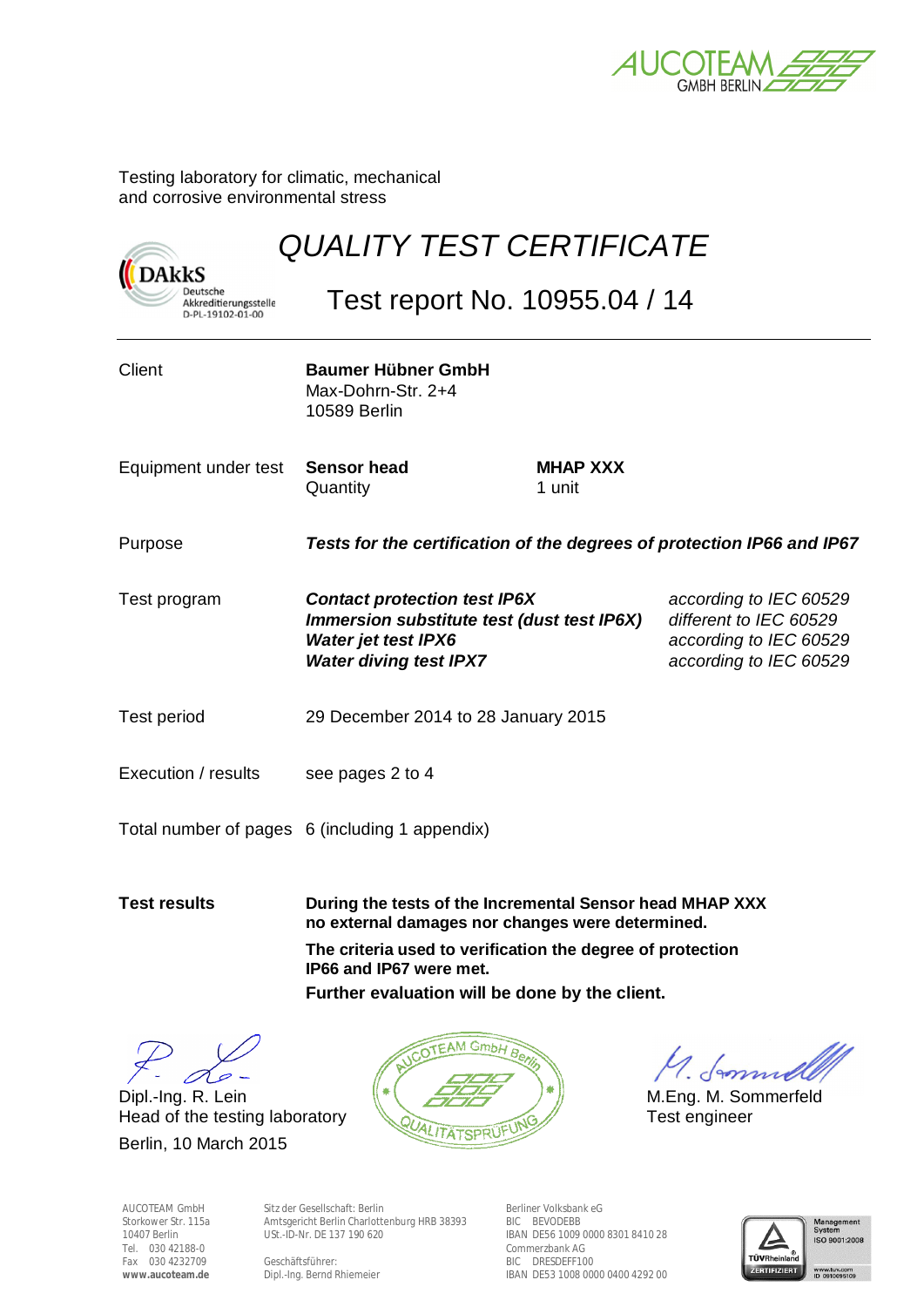AUCOTEAM GMBH BERLIN

Testing laboratory for climatic, mechanical
and corrosive environmental stress

DAkkS Deutsche Akkreditierungsstelle D-PL-19102-01-00

# *QUALITY TEST CERTIFICATE*

## Test report No. 10955.04 / 14

| | | |
|---|---|---|
| Client | **Baumer Hübner GmbH**<br>Max-Dohrn-Str. 2+4<br>10589 Berlin | |
| Equipment under test | **Sensor head**<br>Quantity | **MHAP XXX**<br>1 unit |
| Purpose | ***Tests for the certification of the degrees of protection IP66 and IP67*** | |
| Test program | ***Contact protection test IP6X***<br>***Immersion substitute test (dust test IP6X)***<br>***Water jet test IPX6***<br>***Water diving test IPX7*** | *according to IEC 60529*<br>*different to IEC 60529*<br>*according to IEC 60529*<br>*according to IEC 60529* |
| Test period | 29 December 2014 to 28 January 2015 | |
| Execution / results | see pages 2 to 4 | |
| Total number of pages | 6 (including 1 appendix) | |

**Test results**

**During the tests of the Incremental Sensor head MHAP XXX no external damages nor changes were determined.**

**The criteria used to verification the degree of protection IP66 and IP67 were met.**

**Further evaluation will be done by the client.**

Dipl.-Ing. R. Lein
Head of the testing laboratory
Berlin, 10 March 2015

AUCOTEAM GmbH Berlin QUALITÄTSPRÜFUNG

M.Eng. M. Sommerfeld
Test engineer

AUCOTEAM GmbH
Storkower Str. 115a
10407 Berlin
Tel. 030 42188-0
Fax 030 4232709
**www.aucoteam.de**

Sitz der Gesellschaft: Berlin
Amtsgericht Berlin Charlottenburg HRB 38393
USt.-ID-Nr. DE 137 190 620

Geschäftsführer:
Dipl.-Ing. Bernd Rhiemeier

Berliner Volksbank eG
BIC BEVODEBB
IBAN DE56 1009 0000 8301 8410 28
Commerzbank AG
BIC DRESDEFF100
IBAN DE53 1008 0000 0400 4292 00

TÜVRheinland ZERTIFIZIERT
Management System ISO 9001:2008
www.tuv.com ID 0910085109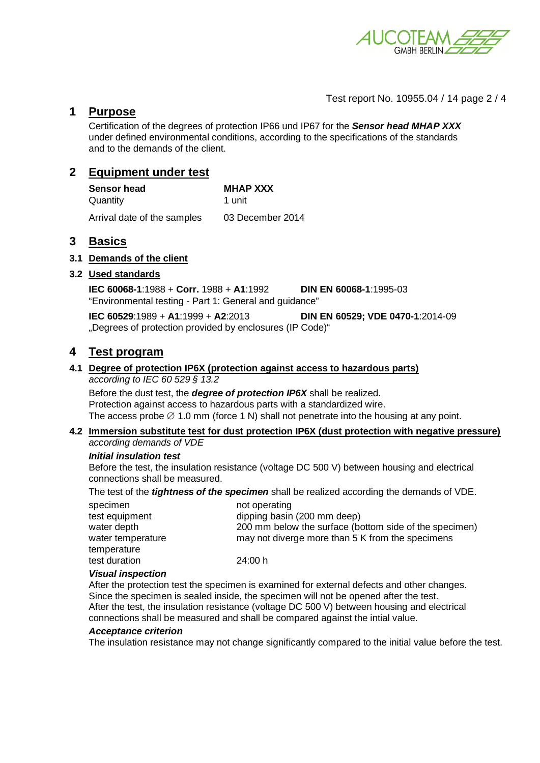# 1 Purpose

Certification of the degrees of protection IP66 und IP67 for the ***Sensor head MHAP XXX*** under defined environmental conditions, according to the specifications of the standards and to the demands of the client.

# 2 Equipment under test

| **Sensor head** | **MHAP XXX** |
|---|---|
| Quantity | 1 unit |
| Arrival date of the samples | 03 December 2014 |

# 3 Basics

## 3.1 Demands of the client

## 3.2 Used standards

**IEC 60068-1**:1988 + **Corr.** 1988 + **A1**:1992 **DIN EN 60068-1**:1995-03
"Environmental testing - Part 1: General and guidance"

**IEC 60529**:1989 + **A1**:1999 + **A2**:2013 **DIN EN 60529; VDE 0470-1**:2014-09
„Degrees of protection provided by enclosures (IP Code)"

# 4 Test program

## 4.1 Degree of protection IP6X (protection against access to hazardous parts)

*according to IEC 60 529 § 13.2*

Before the dust test, the ***degree of protection IP6X*** shall be realized.
Protection against access to hazardous parts with a standardized wire.
The access probe ∅ 1.0 mm (force 1 N) shall not penetrate into the housing at any point.

## 4.2 Immersion substitute test for dust protection IP6X (dust protection with negative pressure)

*according demands of VDE*

***Initial insulation test***

Before the test, the insulation resistance (voltage DC 500 V) between housing and electrical connections shall be measured.

The test of the ***tightness of the specimen*** shall be realized according the demands of VDE.

| | |
|---|---|
| specimen | not operating |
| test equipment | dipping basin (200 mm deep) |
| water depth | 200 mm below the surface (bottom side of the specimen) |
| water temperature | may not diverge more than 5 K from the specimens temperature |
| test duration | 24:00 h |

***Visual inspection***

After the protection test the specimen is examined for external defects and other changes.
Since the specimen is sealed inside, the specimen will not be opened after the test.
After the test, the insulation resistance (voltage DC 500 V) between housing and electrical connections shall be measured and shall be compared against the intial value.

***Acceptance criterion***

The insulation resistance may not change significantly compared to the initial value before the test.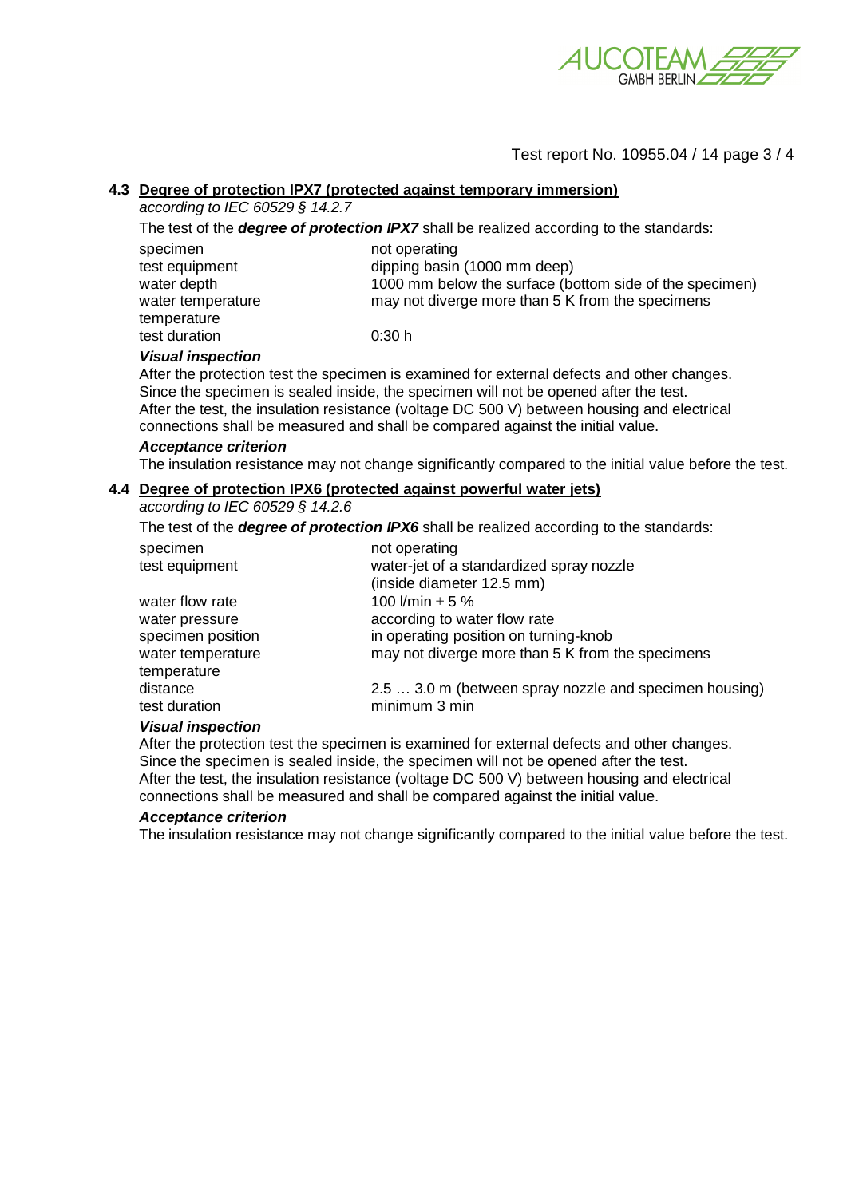### 4.3 Degree of protection IPX7 (protected against temporary immersion)

*according to IEC 60529 § 14.2.7*

The test of the ***degree of protection IPX7*** shall be realized according to the standards:

| | |
|---|---|
| specimen | not operating |
| test equipment | dipping basin (1000 mm deep) |
| water depth | 1000 mm below the surface (bottom side of the specimen) |
| water temperature temperature | may not diverge more than 5 K from the specimens |
| test duration | 0:30 h |

***Visual inspection***

After the protection test the specimen is examined for external defects and other changes. Since the specimen is sealed inside, the specimen will not be opened after the test. After the test, the insulation resistance (voltage DC 500 V) between housing and electrical connections shall be measured and shall be compared against the initial value.

***Acceptance criterion***

The insulation resistance may not change significantly compared to the initial value before the test.

### 4.4 Degree of protection IPX6 (protected against powerful water jets)

*according to IEC 60529 § 14.2.6*

The test of the ***degree of protection IPX6*** shall be realized according to the standards:

| | |
|---|---|
| specimen | not operating |
| test equipment | water-jet of a standardized spray nozzle (inside diameter 12.5 mm) |
| water flow rate | 100 l/min $\pm$ 5 % |
| water pressure | according to water flow rate |
| specimen position | in operating position on turning-knob |
| water temperature temperature | may not diverge more than 5 K from the specimens |
| distance | 2.5 … 3.0 m (between spray nozzle and specimen housing) |
| test duration | minimum 3 min |

***Visual inspection***

After the protection test the specimen is examined for external defects and other changes. Since the specimen is sealed inside, the specimen will not be opened after the test. After the test, the insulation resistance (voltage DC 500 V) between housing and electrical connections shall be measured and shall be compared against the initial value.

***Acceptance criterion***

The insulation resistance may not change significantly compared to the initial value before the test.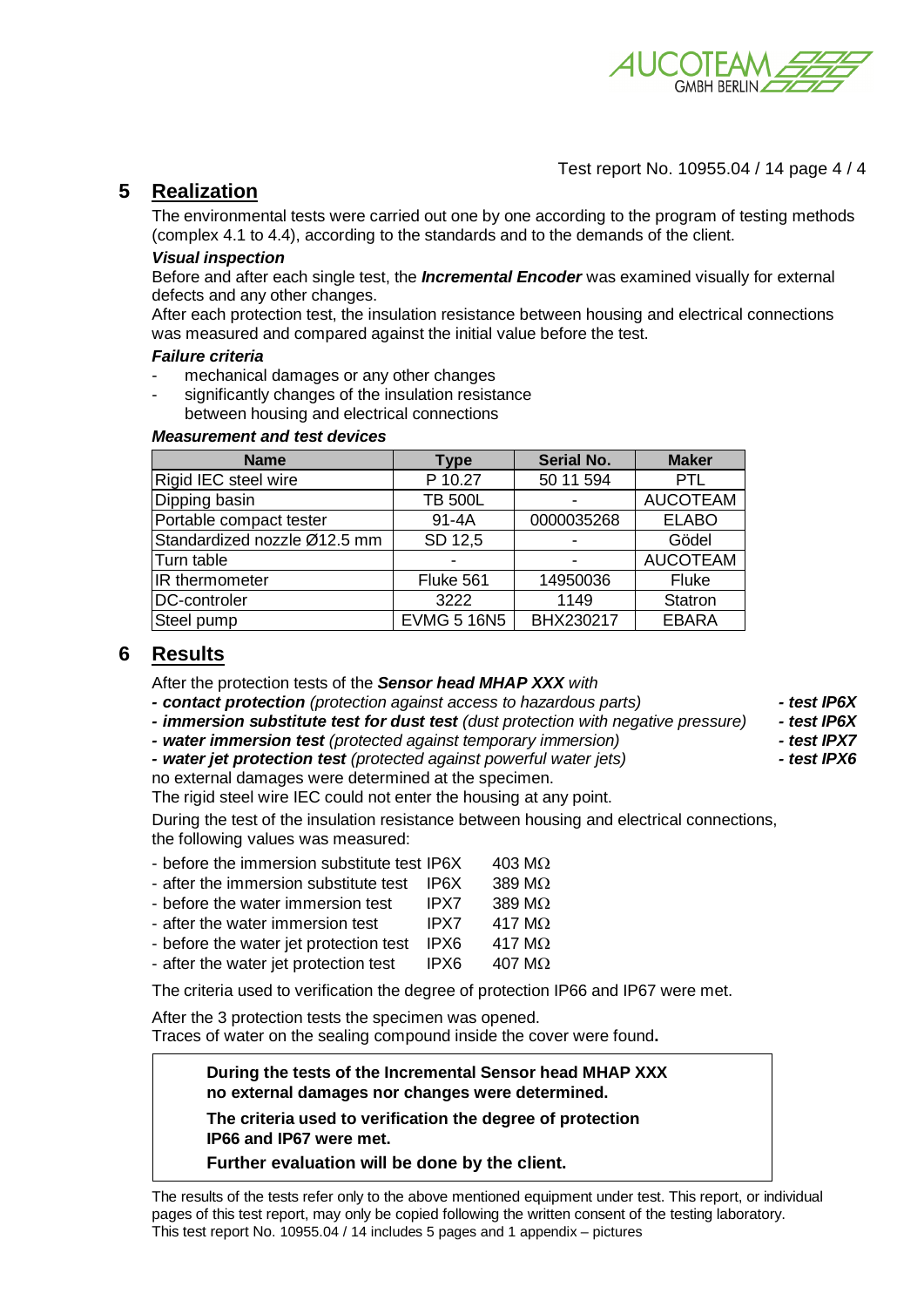## 5 Realization

The environmental tests were carried out one by one according to the program of testing methods (complex 4.1 to 4.4), according to the standards and to the demands of the client.

***Visual inspection***

Before and after each single test, the ***Incremental Encoder*** was examined visually for external defects and any other changes.
After each protection test, the insulation resistance between housing and electrical connections was measured and compared against the initial value before the test.

***Failure criteria***

- mechanical damages or any other changes
- significantly changes of the insulation resistance between housing and electrical connections

***Measurement and test devices***

| Name | Type | Serial No. | Maker |
|---|---|---|---|
| Rigid IEC steel wire | P 10.27 | 50 11 594 | PTL |
| Dipping basin | TB 500L | - | AUCOTEAM |
| Portable compact tester | 91-4A | 0000035268 | ELABO |
| Standardized nozzle Ø12.5 mm | SD 12,5 | - | Gödel |
| Turn table | - | - | AUCOTEAM |
| IR thermometer | Fluke 561 | 14950036 | Fluke |
| DC-controler | 3222 | 1149 | Statron |
| Steel pump | EVMG 5 16N5 | BHX230217 | EBARA |

## 6 Results

After the protection tests of the ***Sensor head MHAP XXX*** *with*

- ***contact protection*** *(protection against access to hazardous parts)* ***- test IP6X***
- ***immersion substitute test for dust test*** *(dust protection with negative pressure)* ***- test IP6X***
- ***water immersion test*** *(protected against temporary immersion)* ***- test IPX7***
- ***water jet protection test*** *(protected against powerful water jets)* ***- test IPX6***

no external damages were determined at the specimen.
The rigid steel wire IEC could not enter the housing at any point.

During the test of the insulation resistance between housing and electrical connections, the following values was measured:

- before the immersion substitute test IP6X 403 MΩ
- after the immersion substitute test IP6X 389 MΩ
- before the water immersion test IPX7 389 MΩ
- after the water immersion test IPX7 417 MΩ
- before the water jet protection test IPX6 417 MΩ
- after the water jet protection test IPX6 407 MΩ

The criteria used to verification the degree of protection IP66 and IP67 were met.

After the 3 protection tests the specimen was opened.
Traces of water on the sealing compound inside the cover were found**.**

> **During the tests of the Incremental Sensor head MHAP XXX no external damages nor changes were determined.**
>
> **The criteria used to verification the degree of protection IP66 and IP67 were met.**
>
> **Further evaluation will be done by the client.**

The results of the tests refer only to the above mentioned equipment under test. This report, or individual pages of this test report, may only be copied following the written consent of the testing laboratory.
This test report No. 10955.04 / 14 includes 5 pages and 1 appendix – pictures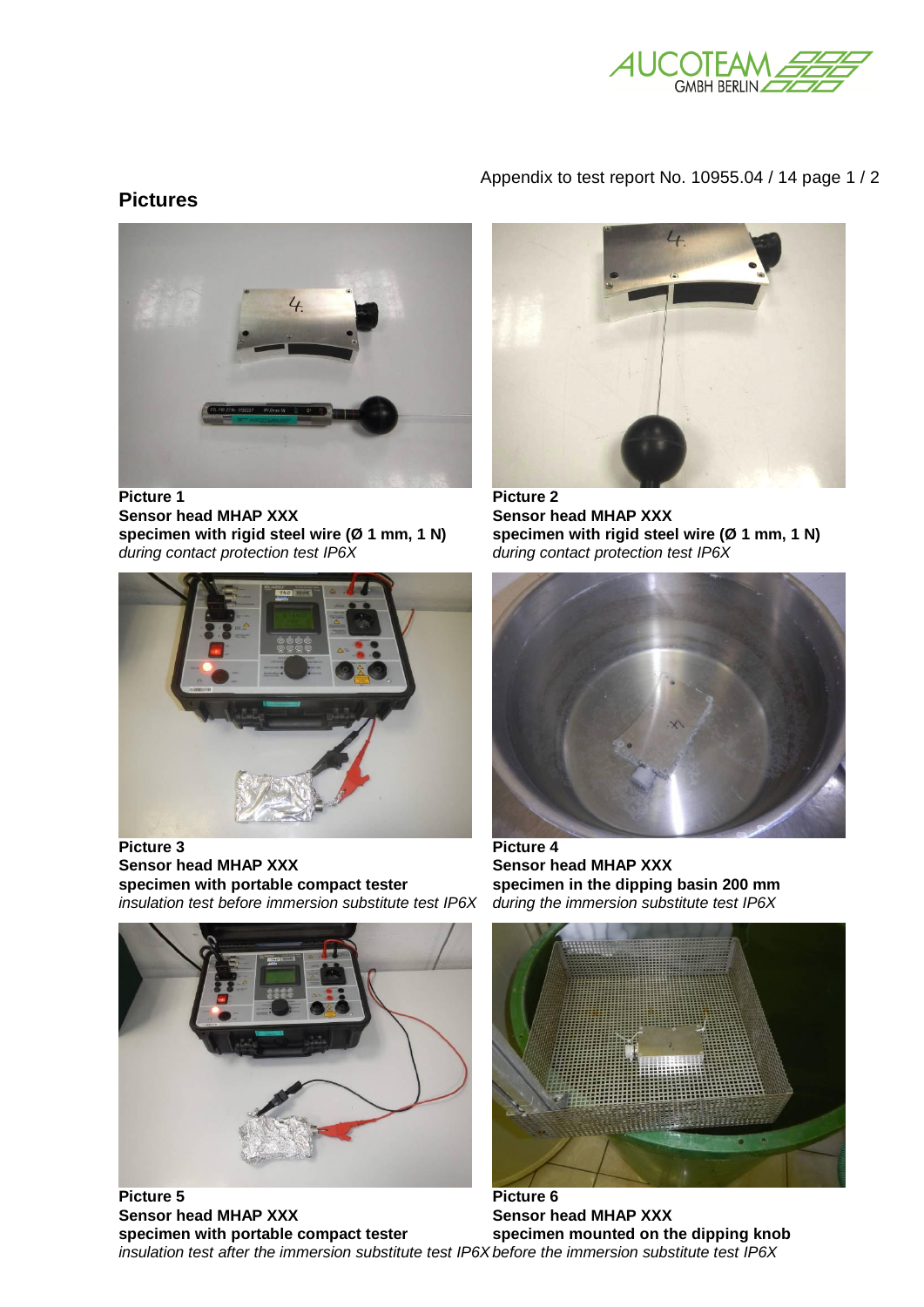Appendix to test report No. 10955.04 / 14 page 1 / 2

## Pictures

**Picture 1**
**Sensor head MHAP XXX**
**specimen with rigid steel wire (Ø 1 mm, 1 N)**
*during contact protection test IP6X*

**Picture 2**
**Sensor head MHAP XXX**
**specimen with rigid steel wire (Ø 1 mm, 1 N)**
*during contact protection test IP6X*

**Picture 3**
**Sensor head MHAP XXX**
**specimen with portable compact tester**
*insulation test before immersion substitute test IP6X*

**Picture 4**
**Sensor head MHAP XXX**
**specimen in the dipping basin 200 mm**
*during the immersion substitute test IP6X*

**Picture 5**
**Sensor head MHAP XXX**
**specimen with portable compact tester**
*insulation test after the immersion substitute test IP6X*

**Picture 6**
**Sensor head MHAP XXX**
**specimen mounted on the dipping knob**
*before the immersion substitute test IP6X*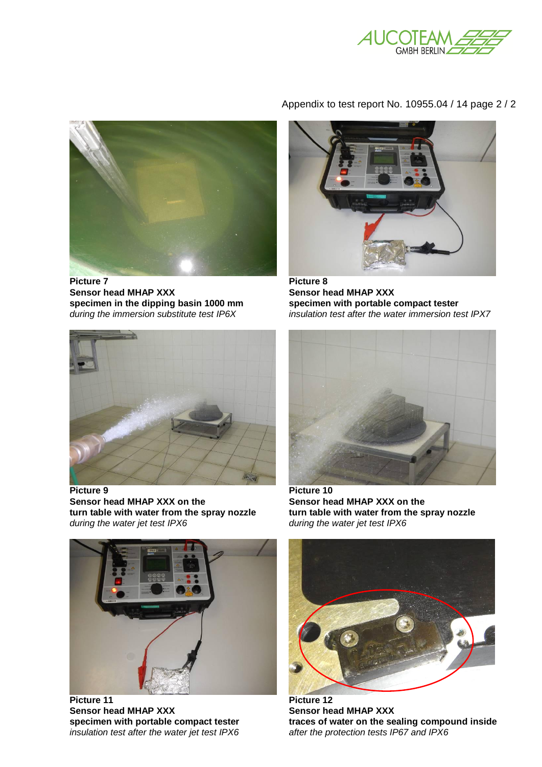Appendix to test report No. 10955.04 / 14 page 2 / 2

**Picture 7**
**Sensor head MHAP XXX**
**specimen in the dipping basin 1000 mm**
*during the immersion substitute test IP6X*

**Picture 8**
**Sensor head MHAP XXX**
**specimen with portable compact tester**
*insulation test after the water immersion test IPX7*

**Picture 9**
**Sensor head MHAP XXX on the**
**turn table with water from the spray nozzle**
*during the water jet test IPX6*

**Picture 10**
**Sensor head MHAP XXX on the**
**turn table with water from the spray nozzle**
*during the water jet test IPX6*

**Picture 11**
**Sensor head MHAP XXX**
**specimen with portable compact tester**
*insulation test after the water jet test IPX6*

**Picture 12**
**Sensor head MHAP XXX**
**traces of water on the sealing compound inside**
*after the protection tests IP67 and IPX6*